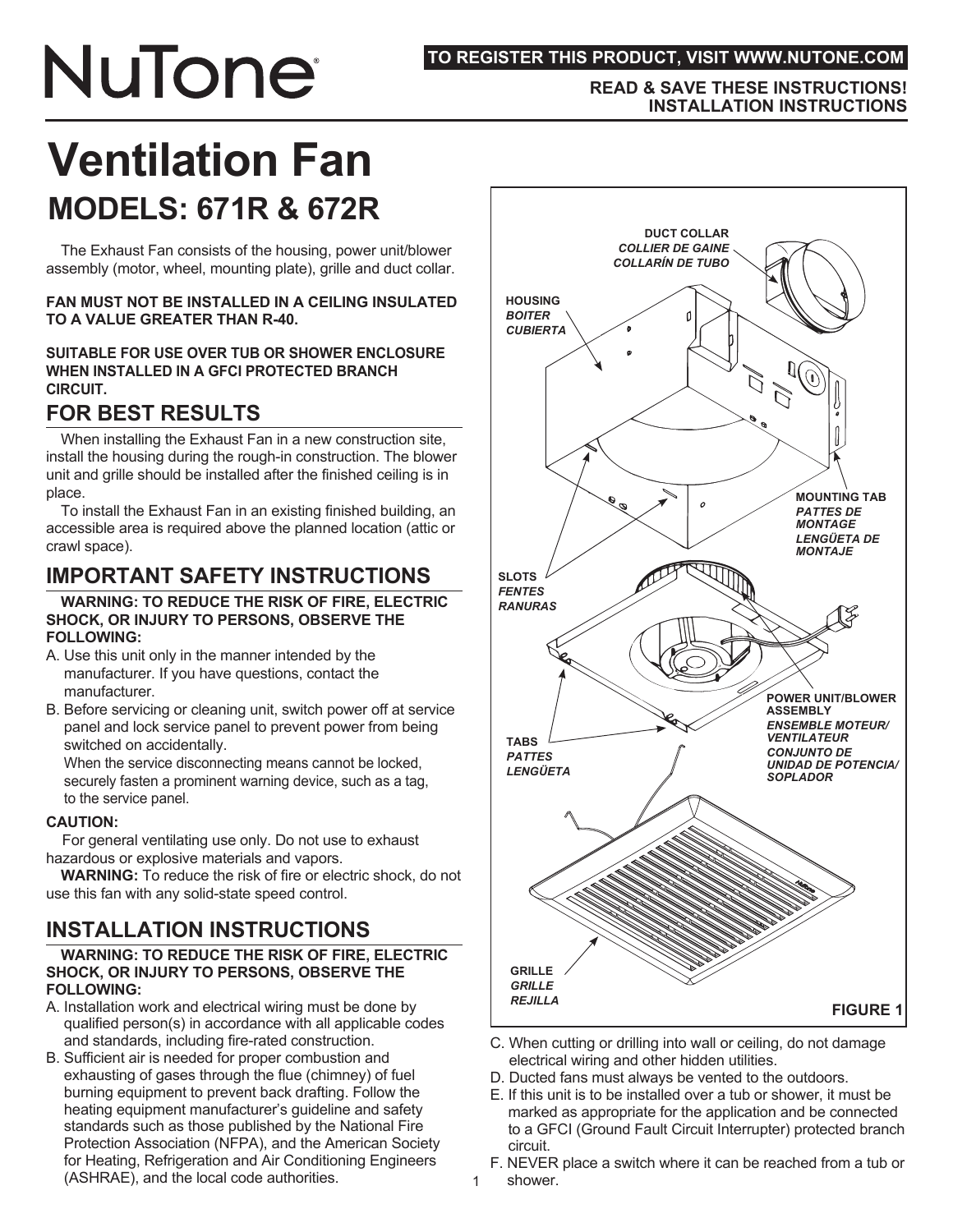# NuTone

**TO REGISTER THIS PRODUCT, VISIT WWW.NUTONE.COM**

**READ & SAVE THESE INSTRUCTIONS!**
**INSTALLATION INSTRUCTIONS**

# Ventilation Fan

## MODELS: 671R & 672R

The Exhaust Fan consists of the housing, power unit/blower assembly (motor, wheel, mounting plate), grille and duct collar.

**FAN MUST NOT BE INSTALLED IN A CEILING INSULATED TO A VALUE GREATER THAN R-40.**

**SUITABLE FOR USE OVER TUB OR SHOWER ENCLOSURE WHEN INSTALLED IN A GFCI PROTECTED BRANCH CIRCUIT.**

## FOR BEST RESULTS

When installing the Exhaust Fan in a new construction site, install the housing during the rough-in construction. The blower unit and grille should be installed after the finished ceiling is in place.

To install the Exhaust Fan in an existing finished building, an accessible area is required above the planned location (attic or crawl space).

## IMPORTANT SAFETY INSTRUCTIONS

**WARNING: TO REDUCE THE RISK OF FIRE, ELECTRIC SHOCK, OR INJURY TO PERSONS, OBSERVE THE FOLLOWING:**

A. Use this unit only in the manner intended by the manufacturer. If you have questions, contact the manufacturer.

B. Before servicing or cleaning unit, switch power off at service panel and lock service panel to prevent power from being switched on accidentally.
When the service disconnecting means cannot be locked, securely fasten a prominent warning device, such as a tag, to the service panel.

**CAUTION:**

For general ventilating use only. Do not use to exhaust hazardous or explosive materials and vapors.

**WARNING:** To reduce the risk of fire or electric shock, do not use this fan with any solid-state speed control.

## INSTALLATION INSTRUCTIONS

**WARNING: TO REDUCE THE RISK OF FIRE, ELECTRIC SHOCK, OR INJURY TO PERSONS, OBSERVE THE FOLLOWING:**

A. Installation work and electrical wiring must be done by qualified person(s) in accordance with all applicable codes and standards, including fire-rated construction.

B. Sufficient air is needed for proper combustion and exhausting of gases through the flue (chimney) of fuel burning equipment to prevent back drafting. Follow the heating equipment manufacturer's guideline and safety standards such as those published by the National Fire Protection Association (NFPA), and the American Society for Heating, Refrigeration and Air Conditioning Engineers (ASHRAE), and the local code authorities.

C. When cutting or drilling into wall or ceiling, do not damage electrical wiring and other hidden utilities.

D. Ducted fans must always be vented to the outdoors.

E. If this unit is to be installed over a tub or shower, it must be marked as appropriate for the application and be connected to a GFCI (Ground Fault Circuit Interrupter) protected branch circuit.

F. NEVER place a switch where it can be reached from a tub or shower.

DUCT COLLAR
*COLLIER DE GAINE*
*COLLARÍN DE TUBO*

HOUSING
*BOITER*
*CUBIERTA*

MOUNTING TAB
*PATTES DE MONTAGE*
*LENGÜETA DE MONTAJE*

SLOTS
*FENTES*
*RANURAS*

POWER UNIT/BLOWER ASSEMBLY
*ENSEMBLE MOTEUR/ VENTILATEUR*
*CONJUNTO DE UNIDAD DE POTENCIA/ SOPLADOR*

TABS
*PATTES*
*LENGÜETA*

GRILLE
*GRILLE*
*REJILLA*

FIGURE 1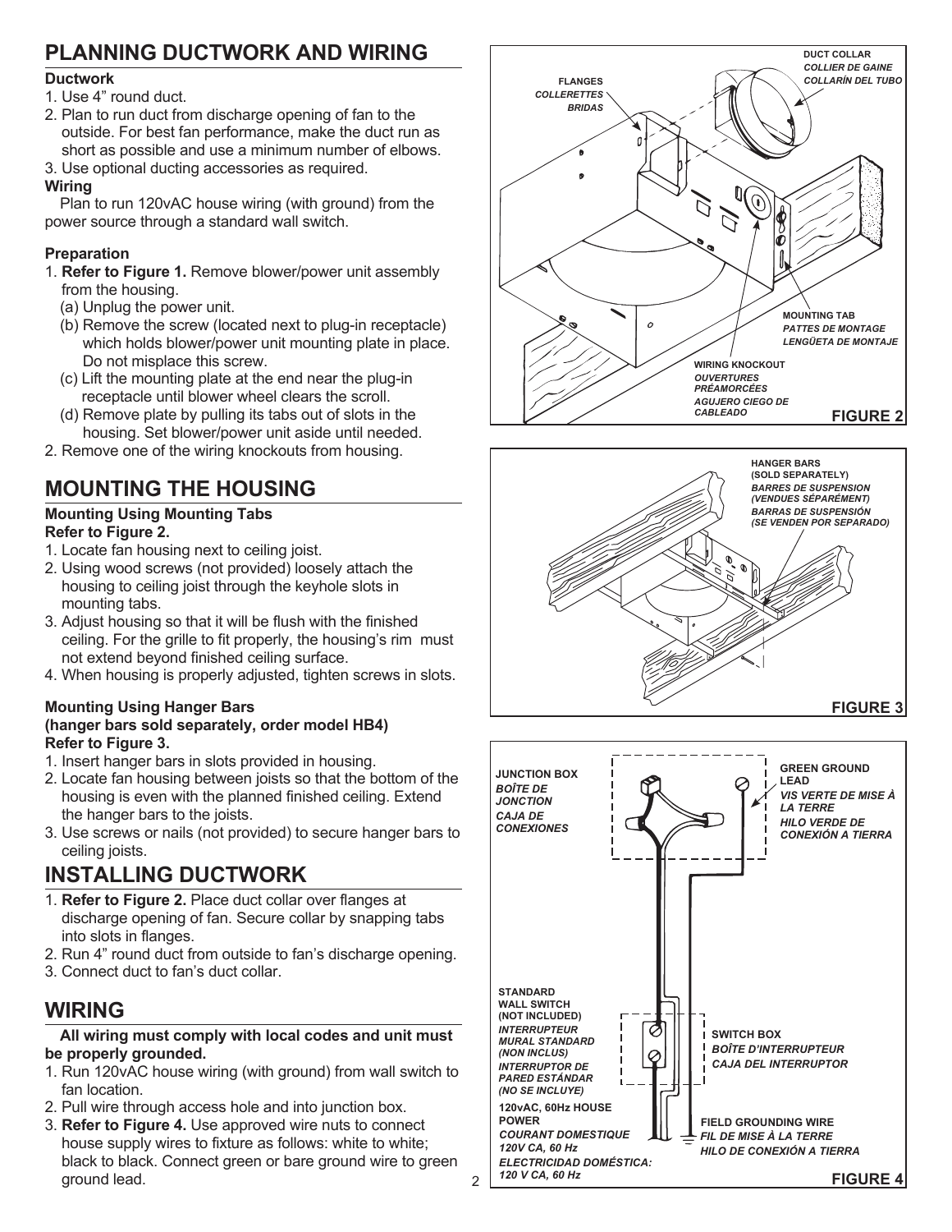## PLANNING DUCTWORK AND WIRING

**Ductwork**

1. Use 4" round duct.
2. Plan to run duct from discharge opening of fan to the outside. For best fan performance, make the duct run as short as possible and use a minimum number of elbows.
3. Use optional ducting accessories as required.

**Wiring**

Plan to run 120vAC house wiring (with ground) from the power source through a standard wall switch.

**Preparation**

1. **Refer to Figure 1.** Remove blower/power unit assembly from the housing.
   (a) Unplug the power unit.
   (b) Remove the screw (located next to plug-in receptacle) which holds blower/power unit mounting plate in place. Do not misplace this screw.
   (c) Lift the mounting plate at the end near the plug-in receptacle until blower wheel clears the scroll.
   (d) Remove plate by pulling its tabs out of slots in the housing. Set blower/power unit aside until needed.
2. Remove one of the wiring knockouts from housing.

## MOUNTING THE HOUSING

**Mounting Using Mounting Tabs**
**Refer to Figure 2.**

1. Locate fan housing next to ceiling joist.
2. Using wood screws (not provided) loosely attach the housing to ceiling joist through the keyhole slots in mounting tabs.
3. Adjust housing so that it will be flush with the finished ceiling. For the grille to fit properly, the housing's rim must not extend beyond finished ceiling surface.
4. When housing is properly adjusted, tighten screws in slots.

**Mounting Using Hanger Bars**
**(hanger bars sold separately, order model HB4)**
**Refer to Figure 3.**

1. Insert hanger bars in slots provided in housing.
2. Locate fan housing between joists so that the bottom of the housing is even with the planned finished ceiling. Extend the hanger bars to the joists.
3. Use screws or nails (not provided) to secure hanger bars to ceiling joists.

## INSTALLING DUCTWORK

1. **Refer to Figure 2.** Place duct collar over flanges at discharge opening of fan. Secure collar by snapping tabs into slots in flanges.
2. Run 4" round duct from outside to fan's discharge opening.
3. Connect duct to fan's duct collar.

## WIRING

**All wiring must comply with local codes and unit must be properly grounded.**

1. Run 120vAC house wiring (with ground) from wall switch to fan location.
2. Pull wire through access hole and into junction box.
3. **Refer to Figure 4.** Use approved wire nuts to connect house supply wires to fixture as follows: white to white; black to black. Connect green or bare ground wire to green ground lead.

FLANGES
*COLLERETTES*
*BRIDAS*

DUCT COLLAR
*COLLIER DE GAINE*
*COLLARÍN DEL TUBO*

MOUNTING TAB
*PATTES DE MONTAGE*
*LENGÜETA DE MONTAJE*

WIRING KNOCKOUT
*OUVERTURES PRÉAMORCÉES*
*AGUJERO CIEGO DE CABLEADO*

FIGURE 2

HANGER BARS
(SOLD SEPARATELY)
*BARRES DE SUSPENSION (VENDUES SÉPARÉMENT)*
*BARRAS DE SUSPENSIÓN (SE VENDEN POR SEPARADO)*

FIGURE 3

JUNCTION BOX
*BOÎTE DE JONCTION*
*CAJA DE CONEXIONES*

GREEN GROUND LEAD
*VIS VERTE DE MISE À LA TERRE*
*HILO VERDE DE CONEXIÓN A TIERRA*

STANDARD WALL SWITCH (NOT INCLUDED)
*INTERRUPTEUR MURAL STANDARD (NON INCLUS)*
*INTERRUPTOR DE PARED ESTÁNDAR (NO SE INCLUYE)*

SWITCH BOX
*BOÎTE D'INTERRUPTEUR*
*CAJA DEL INTERRUPTOR*

120vAC, 60Hz HOUSE POWER
*COURANT DOMESTIQUE 120V CA, 60 Hz*
*ELECTRICIDAD DOMÉSTICA: 120 V CA, 60 Hz*

FIELD GROUNDING WIRE
*FIL DE MISE À LA TERRE*
*HILO DE CONEXIÓN A TIERRA*

FIGURE 4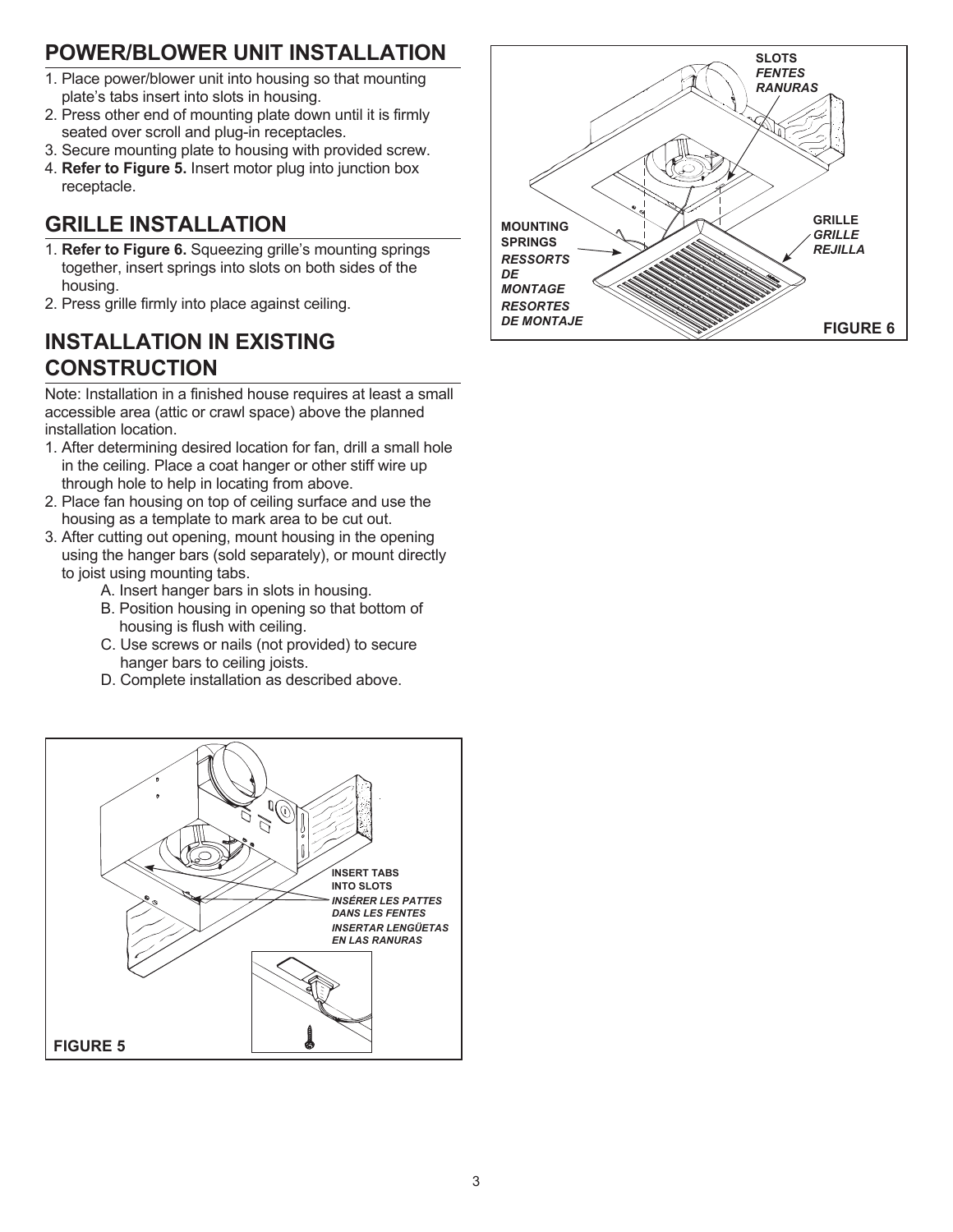## POWER/BLOWER UNIT INSTALLATION

1. Place power/blower unit into housing so that mounting plate's tabs insert into slots in housing.
2. Press other end of mounting plate down until it is firmly seated over scroll and plug-in receptacles.
3. Secure mounting plate to housing with provided screw.
4. **Refer to Figure 5.** Insert motor plug into junction box receptacle.

## GRILLE INSTALLATION

1. **Refer to Figure 6.** Squeezing grille's mounting springs together, insert springs into slots on both sides of the housing.
2. Press grille firmly into place against ceiling.

## INSTALLATION IN EXISTING CONSTRUCTION

Note: Installation in a finished house requires at least a small accessible area (attic or crawl space) above the planned installation location.

1. After determining desired location for fan, drill a small hole in the ceiling. Place a coat hanger or other stiff wire up through hole to help in locating from above.
2. Place fan housing on top of ceiling surface and use the housing as a template to mark area to be cut out.
3. After cutting out opening, mount housing in the opening using the hanger bars (sold separately), or mount directly to joist using mounting tabs.
   - A. Insert hanger bars in slots in housing.
   - B. Position housing in opening so that bottom of housing is flush with ceiling.
   - C. Use screws or nails (not provided) to secure hanger bars to ceiling joists.
   - D. Complete installation as described above.

INSERT TABS INTO SLOTS
*INSÉRER LES PATTES DANS LES FENTES*
*INSERTAR LENGÜETAS EN LAS RANURAS*

FIGURE 5

SLOTS
*FENTES*
*RANURAS*

MOUNTING SPRINGS
*RESSORTS DE MONTAGE*
*RESORTES DE MONTAJE*

GRILLE
*GRILLE*
*REJILLA*

FIGURE 6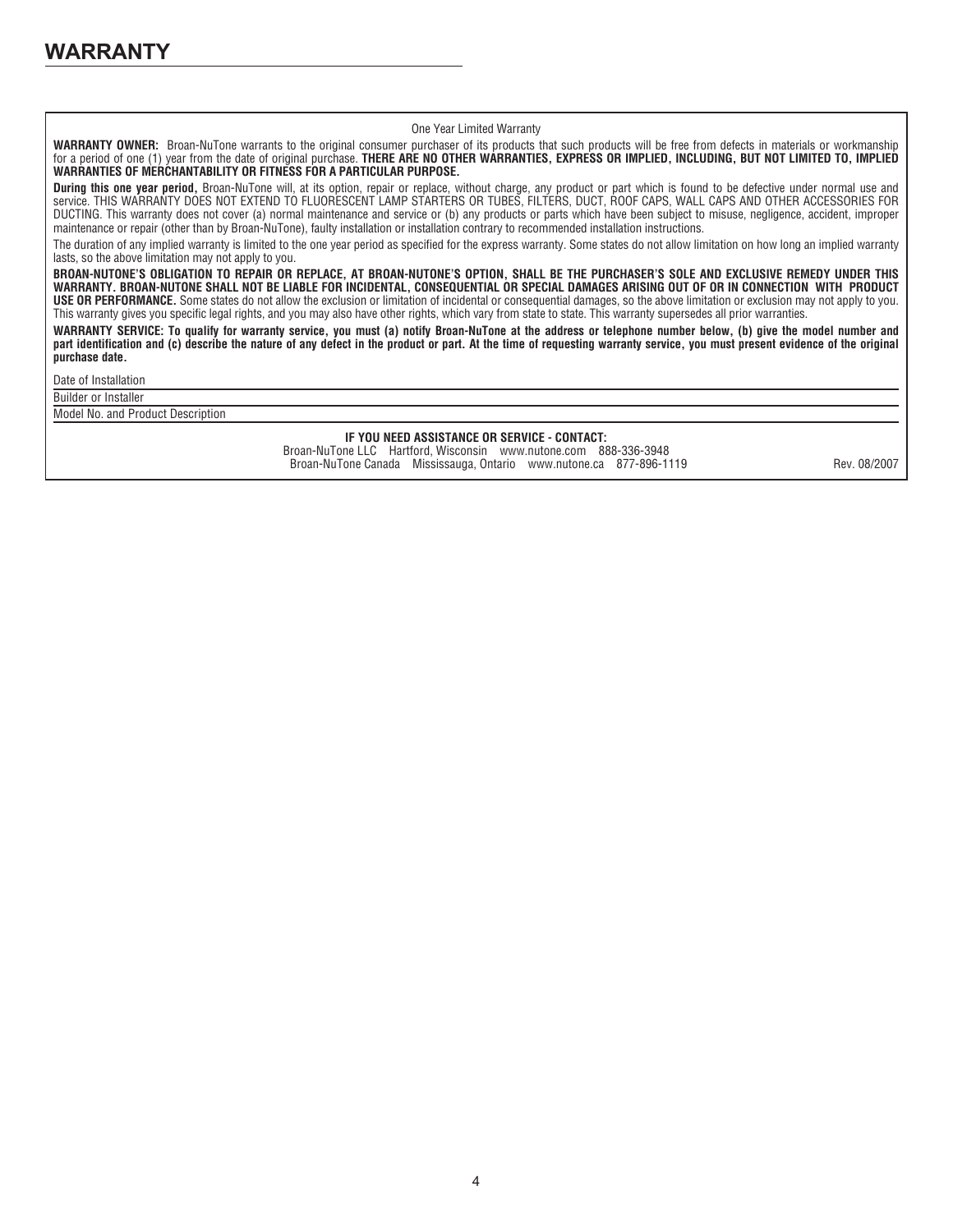# WARRANTY

One Year Limited Warranty

**WARRANTY OWNER:** Broan-NuTone warrants to the original consumer purchaser of its products that such products will be free from defects in materials or workmanship for a period of one (1) year from the date of original purchase. **THERE ARE NO OTHER WARRANTIES, EXPRESS OR IMPLIED, INCLUDING, BUT NOT LIMITED TO, IMPLIED WARRANTIES OF MERCHANTABILITY OR FITNESS FOR A PARTICULAR PURPOSE.**

**During this one year period,** Broan-NuTone will, at its option, repair or replace, without charge, any product or part which is found to be defective under normal use and service. THIS WARRANTY DOES NOT EXTEND TO FLUORESCENT LAMP STARTERS OR TUBES, FILTERS, DUCT, ROOF CAPS, WALL CAPS AND OTHER ACCESSORIES FOR DUCTING. This warranty does not cover (a) normal maintenance and service or (b) any products or parts which have been subject to misuse, negligence, accident, improper maintenance or repair (other than by Broan-NuTone), faulty installation or installation contrary to recommended installation instructions.

The duration of any implied warranty is limited to the one year period as specified for the express warranty. Some states do not allow limitation on how long an implied warranty lasts, so the above limitation may not apply to you.

**BROAN-NUTONE'S OBLIGATION TO REPAIR OR REPLACE, AT BROAN-NUTONE'S OPTION, SHALL BE THE PURCHASER'S SOLE AND EXCLUSIVE REMEDY UNDER THIS WARRANTY. BROAN-NUTONE SHALL NOT BE LIABLE FOR INCIDENTAL, CONSEQUENTIAL OR SPECIAL DAMAGES ARISING OUT OF OR IN CONNECTION WITH PRODUCT USE OR PERFORMANCE.** Some states do not allow the exclusion or limitation of incidental or consequential damages, so the above limitation or exclusion may not apply to you. This warranty gives you specific legal rights, and you may also have other rights, which vary from state to state. This warranty supersedes all prior warranties.

**WARRANTY SERVICE: To qualify for warranty service, you must (a) notify Broan-NuTone at the address or telephone number below, (b) give the model number and part identification and (c) describe the nature of any defect in the product or part. At the time of requesting warranty service, you must present evidence of the original purchase date.**

Date of Installation

Builder or Installer

Model No. and Product Description

**IF YOU NEED ASSISTANCE OR SERVICE - CONTACT:**

Broan-NuTone LLC Hartford, Wisconsin www.nutone.com 888-336-3948

Broan-NuTone Canada Mississauga, Ontario www.nutone.ca 877-896-1119

Rev. 08/2007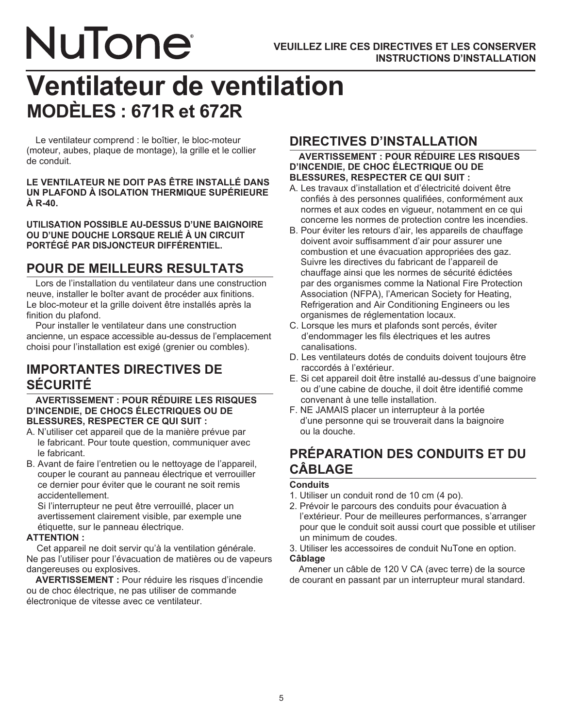# NuTone

**VEUILLEZ LIRE CES DIRECTIVES ET LES CONSERVER**
**INSTRUCTIONS D'INSTALLATION**

# Ventilateur de ventilation

## MODÈLES : 671R et 672R

Le ventilateur comprend : le boîtier, le bloc-moteur (moteur, aubes, plaque de montage), la grille et le collier de conduit.

**LE VENTILATEUR NE DOIT PAS ÊTRE INSTALLÉ DANS UN PLAFOND À ISOLATION THERMIQUE SUPÉRIEURE À R-40.**

**UTILISATION POSSIBLE AU-DESSUS D'UNE BAIGNOIRE OU D'UNE DOUCHE LORSQUE RELIÉ À UN CIRCUIT PORTÉGÉ PAR DISJONCTEUR DIFFÉRENTIEL.**

## POUR DE MEILLEURS RESULTATS

Lors de l'installation du ventilateur dans une construction neuve, installer le boîter avant de procéder aux finitions. Le bloc-moteur et la grille doivent être installés après la finition du plafond.

Pour installer le ventilateur dans une construction ancienne, un espace accessible au-dessus de l'emplacement choisi pour l'installation est exigé (grenier ou combles).

## IMPORTANTES DIRECTIVES DE SÉCURITÉ

**AVERTISSEMENT : POUR RÉDUIRE LES RISQUES D'INCENDIE, DE CHOCS ÉLECTRIQUES OU DE BLESSURES, RESPECTER CE QUI SUIT :**

A. N'utiliser cet appareil que de la manière prévue par le fabricant. Pour toute question, communiquer avec le fabricant.

B. Avant de faire l'entretien ou le nettoyage de l'appareil, couper le courant au panneau électrique et verrouiller ce dernier pour éviter que le courant ne soit remis accidentellement.
Si l'interrupteur ne peut être verrouillé, placer un avertissement clairement visible, par exemple une étiquette, sur le panneau électrique.

**ATTENTION :**

Cet appareil ne doit servir qu'à la ventilation générale. Ne pas l'utiliser pour l'évacuation de matières ou de vapeurs dangereuses ou explosives.

**AVERTISSEMENT :** Pour réduire les risques d'incendie ou de choc électrique, ne pas utiliser de commande électronique de vitesse avec ce ventilateur.

## DIRECTIVES D'INSTALLATION

**AVERTISSEMENT : POUR RÉDUIRE LES RISQUES D'INCENDIE, DE CHOC ÉLECTRIQUE OU DE BLESSURES, RESPECTER CE QUI SUIT :**

A. Les travaux d'installation et d'électricité doivent être confiés à des personnes qualifiées, conformément aux normes et aux codes en vigueur, notamment en ce qui concerne les normes de protection contre les incendies.

B. Pour éviter les retours d'air, les appareils de chauffage doivent avoir suffisamment d'air pour assurer une combustion et une évacuation appropriées des gaz. Suivre les directives du fabricant de l'appareil de chauffage ainsi que les normes de sécurité édictées par des organismes comme la National Fire Protection Association (NFPA), l'American Society for Heating, Refrigeration and Air Conditioning Engineers ou les organismes de réglementation locaux.

C. Lorsque les murs et plafonds sont percés, éviter d'endommager les fils électriques et les autres canalisations.

D. Les ventilateurs dotés de conduits doivent toujours être raccordés à l'extérieur.

E. Si cet appareil doit être installé au-dessus d'une baignoire ou d'une cabine de douche, il doit être identifié comme convenant à une telle installation.

F. NE JAMAIS placer un interrupteur à la portée d'une personne qui se trouverait dans la baignoire ou la douche.

## PRÉPARATION DES CONDUITS ET DU CÂBLAGE

**Conduits**

1. Utiliser un conduit rond de 10 cm (4 po).
2. Prévoir le parcours des conduits pour évacuation à l'extérieur. Pour de meilleures performances, s'arranger pour que le conduit soit aussi court que possible et utiliser un minimum de coudes.
3. Utiliser les accessoires de conduit NuTone en option.

**Câblage**

Amener un câble de 120 V CA (avec terre) de la source de courant en passant par un interrupteur mural standard.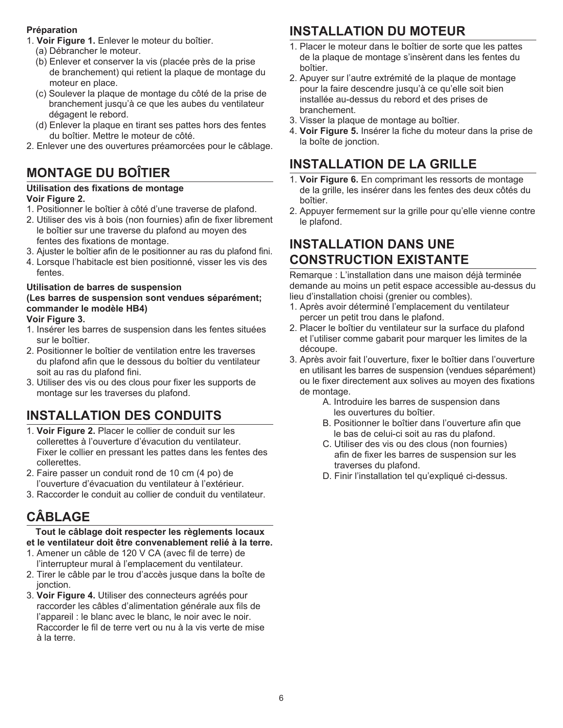**Préparation**

1. **Voir Figure 1.** Enlever le moteur du boîtier.
   (a) Débrancher le moteur.
   (b) Enlever et conserver la vis (placée près de la prise de branchement) qui retient la plaque de montage du moteur en place.
   (c) Soulever la plaque de montage du côté de la prise de branchement jusqu'à ce que les aubes du ventilateur dégagent le rebord.
   (d) Enlever la plaque en tirant ses pattes hors des fentes du boîtier. Mettre le moteur de côté.
2. Enlever une des ouvertures préamorcées pour le câblage.

## MONTAGE DU BOÎTIER

**Utilisation des fixations de montage**
**Voir Figure 2.**

1. Positionner le boîtier à côté d'une traverse de plafond.
2. Utiliser des vis à bois (non fournies) afin de fixer librement le boîtier sur une traverse du plafond au moyen des fentes des fixations de montage.
3. Ajuster le boîtier afin de le positionner au ras du plafond fini.
4. Lorsque l'habitacle est bien positionné, visser les vis des fentes.

**Utilisation de barres de suspension**
**(Les barres de suspension sont vendues séparément; commander le modèle HB4)**
**Voir Figure 3.**

1. Insérer les barres de suspension dans les fentes situées sur le boîtier.
2. Positionner le boîtier de ventilation entre les traverses du plafond afin que le dessous du boîtier du ventilateur soit au ras du plafond fini.
3. Utiliser des vis ou des clous pour fixer les supports de montage sur les traverses du plafond.

## INSTALLATION DES CONDUITS

1. **Voir Figure 2.** Placer le collier de conduit sur les collerettes à l'ouverture d'évacution du ventilateur. Fixer le collier en pressant les pattes dans les fentes des collerettes.
2. Faire passer un conduit rond de 10 cm (4 po) de l'ouverture d'évacuation du ventilateur à l'extérieur.
3. Raccorder le conduit au collier de conduit du ventilateur.

## CÂBLAGE

**Tout le câblage doit respecter les règlements locaux et le ventilateur doit être convenablement relié à la terre.**

1. Amener un câble de 120 V CA (avec fil de terre) de l'interrupteur mural à l'emplacement du ventilateur.
2. Tirer le câble par le trou d'accès jusque dans la boîte de jonction.
3. **Voir Figure 4.** Utiliser des connecteurs agréés pour raccorder les câbles d'alimentation générale aux fils de l'appareil : le blanc avec le blanc, le noir avec le noir. Raccorder le fil de terre vert ou nu à la vis verte de mise à la terre.

## INSTALLATION DU MOTEUR

1. Placer le moteur dans le boîtier de sorte que les pattes de la plaque de montage s'insèrent dans les fentes du boîtier.
2. Apuyer sur l'autre extrémité de la plaque de montage pour la faire descendre jusqu'à ce qu'elle soit bien installée au-dessus du rebord et des prises de branchement.
3. Visser la plaque de montage au boîtier.
4. **Voir Figure 5.** Insérer la fiche du moteur dans la prise de la boîte de jonction.

## INSTALLATION DE LA GRILLE

1. **Voir Figure 6.** En comprimant les ressorts de montage de la grille, les insérer dans les fentes des deux côtés du boîtier.
2. Appuyer fermement sur la grille pour qu'elle vienne contre le plafond.

## INSTALLATION DANS UNE CONSTRUCTION EXISTANTE

Remarque : L'installation dans une maison déjà terminée demande au moins un petit espace accessible au-dessus du lieu d'installation choisi (grenier ou combles).

1. Après avoir déterminé l'emplacement du ventilateur percer un petit trou dans le plafond.
2. Placer le boîtier du ventilateur sur la surface du plafond et l'utiliser comme gabarit pour marquer les limites de la découpe.
3. Après avoir fait l'ouverture, fixer le boîtier dans l'ouverture en utilisant les barres de suspension (vendues séparément) ou le fixer directement aux solives au moyen des fixations de montage.
   A. Introduire les barres de suspension dans les ouvertures du boîtier.
   B. Positionner le boîtier dans l'ouverture afin que le bas de celui-ci soit au ras du plafond.
   C. Utiliser des vis ou des clous (non fournies) afin de fixer les barres de suspension sur les traverses du plafond.
   D. Finir l'installation tel qu'expliqué ci-dessus.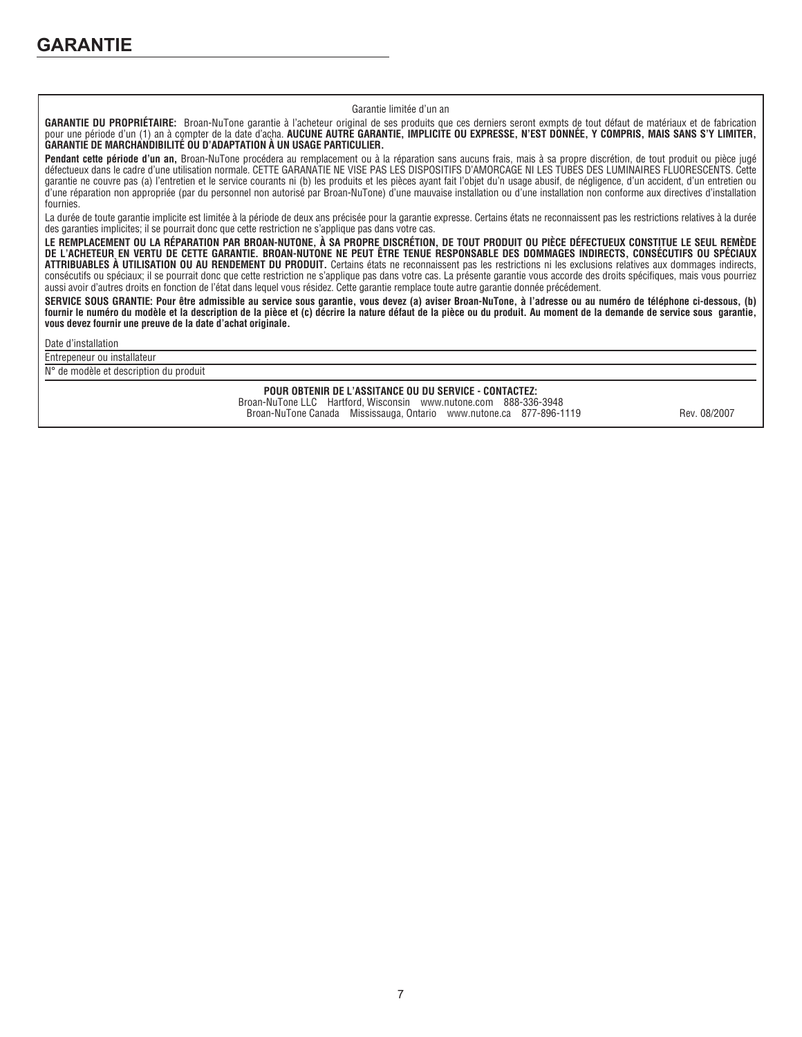# GARANTIE

Garantie limitée d'un an

**GARANTIE DU PROPRIÉTAIRE:** Broan-NuTone garantie à l'acheteur original de ses produits que ces derniers seront exmpts de tout défaut de matériaux et de fabrication pour une période d'un (1) an à compter de la date d'acha. **AUCUNE AUTRE GARANTIE, IMPLICITE OU EXPRESSE, N'EST DONNÉE, Y COMPRIS, MAIS SANS S'Y LIMITER, GARANTIE DE MARCHANDIBILITÉ OU D'ADAPTATION À UN USAGE PARTICULIER.**

**Pendant cette période d'un an,** Broan-NuTone procédera au remplacement ou à la réparation sans aucuns frais, mais à sa propre discrétion, de tout produit ou pièce jugé défectueux dans le cadre d'une utilisation normale. CETTE GARANATIE NE VISE PAS LES DISPOSITIFS D'AMORCAGE NI LES TUBES DES LUMINAIRES FLUORESCENTS. Cette garantie ne couvre pas (a) l'entretien et le service courants ni (b) les produits et les pièces ayant fait l'objet du'n usage abusif, de négligence, d'un accident, d'un entretien ou d'une réparation non appropriée (par du personnel non autorisé par Broan-NuTone) d'une mauvaise installation ou d'une installation non conforme aux directives d'installation fournies.

La durée de toute garantie implicite est limitée à la période de deux ans précisée pour la garantie expresse. Certains états ne reconnaissent pas les restrictions relatives à la durée des garanties implicites; il se pourrait donc que cette restriction ne s'applique pas dans votre cas.

**LE REMPLACEMENT OU LA RÉPARATION PAR BROAN-NUTONE, À SA PROPRE DISCRÉTION, DE TOUT PRODUIT OU PIÈCE DÉFECTUEUX CONSTITUE LE SEUL REMÈDE DE L'ACHETEUR EN VERTU DE CETTE GARANTIE. BROAN-NUTONE NE PEUT ÊTRE TENUE RESPONSABLE DES DOMMAGES INDIRECTS, CONSÉCUTIFS OU SPÉCIAUX ATTRIBUABLES À UTILISATION OU AU RENDEMENT DU PRODUIT.** Certains états ne reconnaissent pas les restrictions ni les exclusions relatives aux dommages indirects, consécutifs ou spéciaux; il se pourrait donc que cette restriction ne s'applique pas dans votre cas. La présente garantie vous accorde des droits spécifiques, mais vous pourriez aussi avoir d'autres droits en fonction de l'état dans lequel vous résidez. Cette garantie remplace toute autre garantie donnée précédement.

**SERVICE SOUS GRANTIE: Pour être admissible au service sous garantie, vous devez (a) aviser Broan-NuTone, à l'adresse ou au numéro de téléphone ci-dessous, (b) fournir le numéro du modèle et la description de la pièce et (c) décrire la nature défaut de la pièce ou du produit. Au moment de la demande de service sous garantie, vous devez fournir une preuve de la date d'achat originale.**

Date d'installation

Entrepeneur ou installateur

N° de modèle et description du produit

**POUR OBTENIR DE L'ASSITANCE OU DU SERVICE - CONTACTEZ:**

Broan-NuTone LLC Hartford, Wisconsin www.nutone.com 888-336-3948

Broan-NuTone Canada Mississauga, Ontario www.nutone.ca 877-896-1119

Rev. 08/2007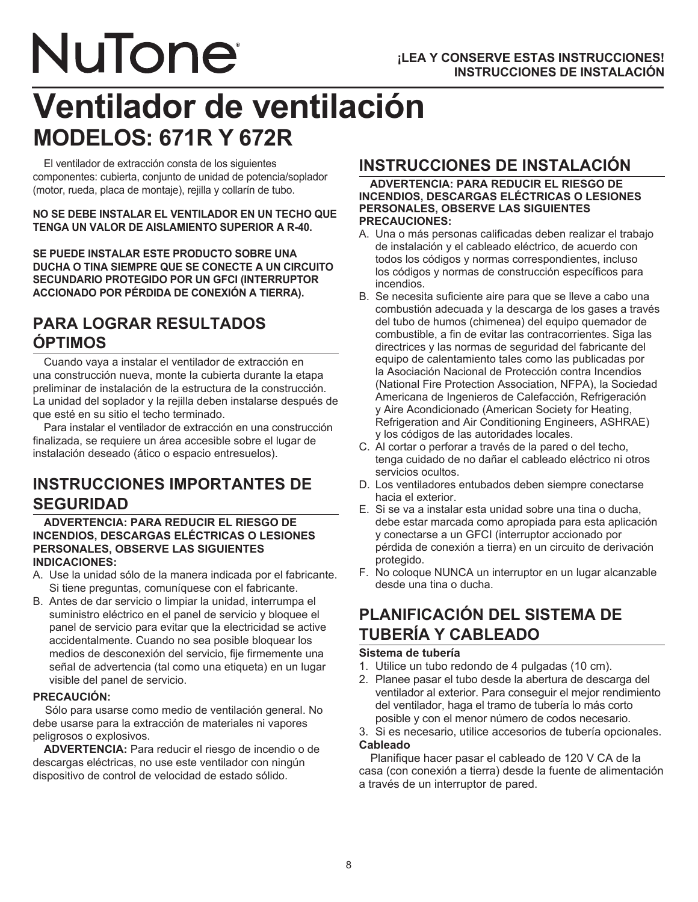# NuTone

**¡LEA Y CONSERVE ESTAS INSTRUCCIONES!**
**INSTRUCCIONES DE INSTALACIÓN**

# Ventilador de ventilación

## MODELOS: 671R Y 672R

El ventilador de extracción consta de los siguientes componentes: cubierta, conjunto de unidad de potencia/soplador (motor, rueda, placa de montaje), rejilla y collarín de tubo.

**NO SE DEBE INSTALAR EL VENTILADOR EN UN TECHO QUE TENGA UN VALOR DE AISLAMIENTO SUPERIOR A R-40.**

**SE PUEDE INSTALAR ESTE PRODUCTO SOBRE UNA DUCHA O TINA SIEMPRE QUE SE CONECTE A UN CIRCUITO SECUNDARIO PROTEGIDO POR UN GFCI (INTERRUPTOR ACCIONADO POR PÉRDIDA DE CONEXIÓN A TIERRA).**

## PARA LOGRAR RESULTADOS ÓPTIMOS

Cuando vaya a instalar el ventilador de extracción en una construcción nueva, monte la cubierta durante la etapa preliminar de instalación de la estructura de la construcción. La unidad del soplador y la rejilla deben instalarse después de que esté en su sitio el techo terminado.

Para instalar el ventilador de extracción en una construcción finalizada, se requiere un área accesible sobre el lugar de instalación deseado (ático o espacio entresuelos).

## INSTRUCCIONES IMPORTANTES DE SEGURIDAD

**ADVERTENCIA: PARA REDUCIR EL RIESGO DE INCENDIOS, DESCARGAS ELÉCTRICAS O LESIONES PERSONALES, OBSERVE LAS SIGUIENTES INDICACIONES:**

A. Use la unidad sólo de la manera indicada por el fabricante. Si tiene preguntas, comuníquese con el fabricante.
B. Antes de dar servicio o limpiar la unidad, interrumpa el suministro eléctrico en el panel de servicio y bloquee el panel de servicio para evitar que la electricidad se active accidentalmente. Cuando no sea posible bloquear los medios de desconexión del servicio, fije firmemente una señal de advertencia (tal como una etiqueta) en un lugar visible del panel de servicio.

**PRECAUCIÓN:**

Sólo para usarse como medio de ventilación general. No debe usarse para la extracción de materiales ni vapores peligrosos o explosivos.

**ADVERTENCIA:** Para reducir el riesgo de incendio o de descargas eléctricas, no use este ventilador con ningún dispositivo de control de velocidad de estado sólido.

## INSTRUCCIONES DE INSTALACIÓN

**ADVERTENCIA: PARA REDUCIR EL RIESGO DE INCENDIOS, DESCARGAS ELÉCTRICAS O LESIONES PERSONALES, OBSERVE LAS SIGUIENTES PRECAUCIONES:**

A. Una o más personas calificadas deben realizar el trabajo de instalación y el cableado eléctrico, de acuerdo con todos los códigos y normas correspondientes, incluso los códigos y normas de construcción específicos para incendios.
B. Se necesita suficiente aire para que se lleve a cabo una combustión adecuada y la descarga de los gases a través del tubo de humos (chimenea) del equipo quemador de combustible, a fin de evitar las contracorrientes. Siga las directrices y las normas de seguridad del fabricante del equipo de calentamiento tales como las publicadas por la Asociación Nacional de Protección contra Incendios (National Fire Protection Association, NFPA), la Sociedad Americana de Ingenieros de Calefacción, Refrigeración y Aire Acondicionado (American Society for Heating, Refrigeration and Air Conditioning Engineers, ASHRAE) y los códigos de las autoridades locales.
C. Al cortar o perforar a través de la pared o del techo, tenga cuidado de no dañar el cableado eléctrico ni otros servicios ocultos.
D. Los ventiladores entubados deben siempre conectarse hacia el exterior.
E. Si se va a instalar esta unidad sobre una tina o ducha, debe estar marcada como apropiada para esta aplicación y conectarse a un GFCI (interruptor accionado por pérdida de conexión a tierra) en un circuito de derivación protegido.
F. No coloque NUNCA un interruptor en un lugar alcanzable desde una tina o ducha.

## PLANIFICACIÓN DEL SISTEMA DE TUBERÍA Y CABLEADO

**Sistema de tubería**

1. Utilice un tubo redondo de 4 pulgadas (10 cm).
2. Planee pasar el tubo desde la abertura de descarga del ventilador al exterior. Para conseguir el mejor rendimiento del ventilador, haga el tramo de tubería lo más corto posible y con el menor número de codos necesario.
3. Si es necesario, utilice accesorios de tubería opcionales.

**Cableado**

Planifique hacer pasar el cableado de 120 V CA de la casa (con conexión a tierra) desde la fuente de alimentación a través de un interruptor de pared.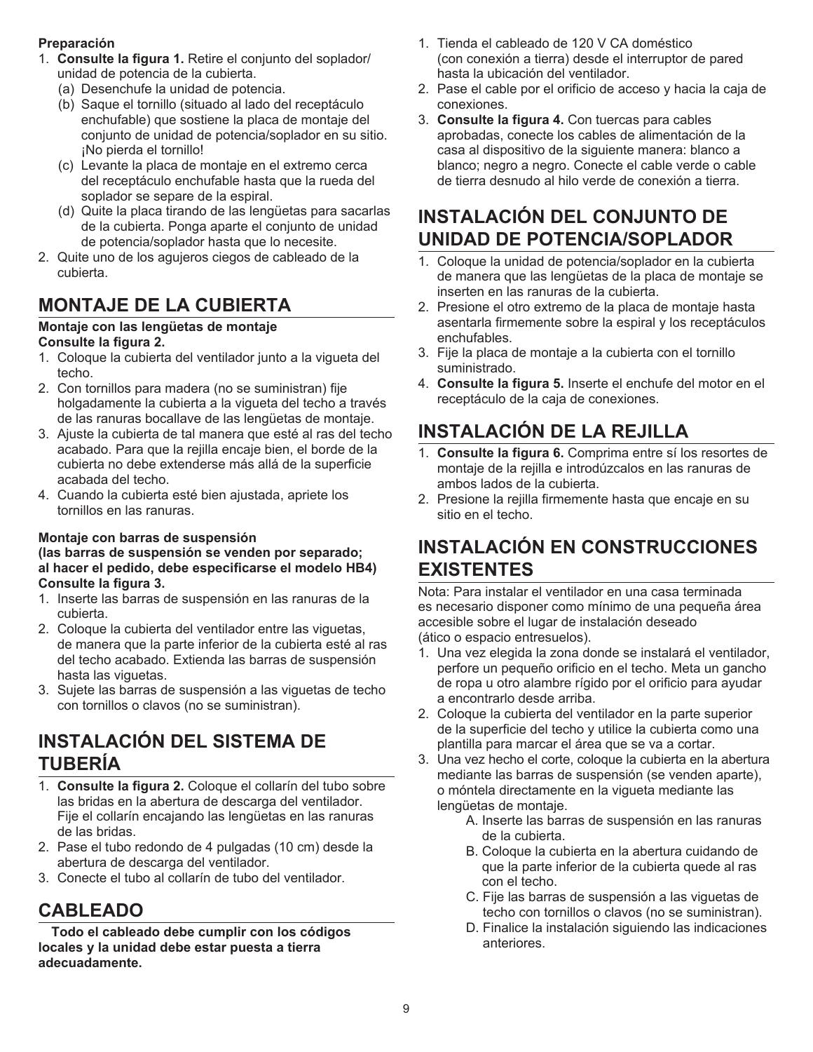**Preparación**

1. **Consulte la figura 1.** Retire el conjunto del soplador/unidad de potencia de la cubierta.
   (a) Desenchufe la unidad de potencia.
   (b) Saque el tornillo (situado al lado del receptáculo enchufable) que sostiene la placa de montaje del conjunto de unidad de potencia/soplador en su sitio. ¡No pierda el tornillo!
   (c) Levante la placa de montaje en el extremo cerca del receptáculo enchufable hasta que la rueda del soplador se separe de la espiral.
   (d) Quite la placa tirando de las lengüetas para sacarlas de la cubierta. Ponga aparte el conjunto de unidad de potencia/soplador hasta que lo necesite.
2. Quite uno de los agujeros ciegos de cableado de la cubierta.

## MONTAJE DE LA CUBIERTA

**Montaje con las lengüetas de montaje**
**Consulte la figura 2.**

1. Coloque la cubierta del ventilador junto a la vigueta del techo.
2. Con tornillos para madera (no se suministran) fije holgadamente la cubierta a la vigueta del techo a través de las ranuras bocallave de las lengüetas de montaje.
3. Ajuste la cubierta de tal manera que esté al ras del techo acabado. Para que la rejilla encaje bien, el borde de la cubierta no debe extenderse más allá de la superficie acabada del techo.
4. Cuando la cubierta esté bien ajustada, apriete los tornillos en las ranuras.

**Montaje con barras de suspensión**
**(las barras de suspensión se venden por separado; al hacer el pedido, debe especificarse el modelo HB4)**
**Consulte la figura 3.**

1. Inserte las barras de suspensión en las ranuras de la cubierta.
2. Coloque la cubierta del ventilador entre las viguetas, de manera que la parte inferior de la cubierta esté al ras del techo acabado. Extienda las barras de suspensión hasta las viguetas.
3. Sujete las barras de suspensión a las viguetas de techo con tornillos o clavos (no se suministran).

## INSTALACIÓN DEL SISTEMA DE TUBERÍA

1. **Consulte la figura 2.** Coloque el collarín del tubo sobre las bridas en la abertura de descarga del ventilador. Fije el collarín encajando las lengüetas en las ranuras de las bridas.
2. Pase el tubo redondo de 4 pulgadas (10 cm) desde la abertura de descarga del ventilador.
3. Conecte el tubo al collarín de tubo del ventilador.

## CABLEADO

**Todo el cableado debe cumplir con los códigos locales y la unidad debe estar puesta a tierra adecuadamente.**

1. Tienda el cableado de 120 V CA doméstico (con conexión a tierra) desde el interruptor de pared hasta la ubicación del ventilador.
2. Pase el cable por el orificio de acceso y hacia la caja de conexiones.
3. **Consulte la figura 4.** Con tuercas para cables aprobadas, conecte los cables de alimentación de la casa al dispositivo de la siguiente manera: blanco a blanco; negro a negro. Conecte el cable verde o cable de tierra desnudo al hilo verde de conexión a tierra.

## INSTALACIÓN DEL CONJUNTO DE UNIDAD DE POTENCIA/SOPLADOR

1. Coloque la unidad de potencia/soplador en la cubierta de manera que las lengüetas de la placa de montaje se inserten en las ranuras de la cubierta.
2. Presione el otro extremo de la placa de montaje hasta asentarla firmemente sobre la espiral y los receptáculos enchufables.
3. Fije la placa de montaje a la cubierta con el tornillo suministrado.
4. **Consulte la figura 5.** Inserte el enchufe del motor en el receptáculo de la caja de conexiones.

## INSTALACIÓN DE LA REJILLA

1. **Consulte la figura 6.** Comprima entre sí los resortes de montaje de la rejilla e introdúzcalos en las ranuras de ambos lados de la cubierta.
2. Presione la rejilla firmemente hasta que encaje en su sitio en el techo.

## INSTALACIÓN EN CONSTRUCCIONES EXISTENTES

Nota: Para instalar el ventilador en una casa terminada es necesario disponer como mínimo de una pequeña área accesible sobre el lugar de instalación deseado (ático o espacio entresuelos).

1. Una vez elegida la zona donde se instalará el ventilador, perfore un pequeño orificio en el techo. Meta un gancho de ropa u otro alambre rígido por el orificio para ayudar a encontrarlo desde arriba.
2. Coloque la cubierta del ventilador en la parte superior de la superficie del techo y utilice la cubierta como una plantilla para marcar el área que se va a cortar.
3. Una vez hecho el corte, coloque la cubierta en la abertura mediante las barras de suspensión (se venden aparte), o móntela directamente en la vigueta mediante las lengüetas de montaje.
   A. Inserte las barras de suspensión en las ranuras de la cubierta.
   B. Coloque la cubierta en la abertura cuidando de que la parte inferior de la cubierta quede al ras con el techo.
   C. Fije las barras de suspensión a las viguetas de techo con tornillos o clavos (no se suministran).
   D. Finalice la instalación siguiendo las indicaciones anteriores.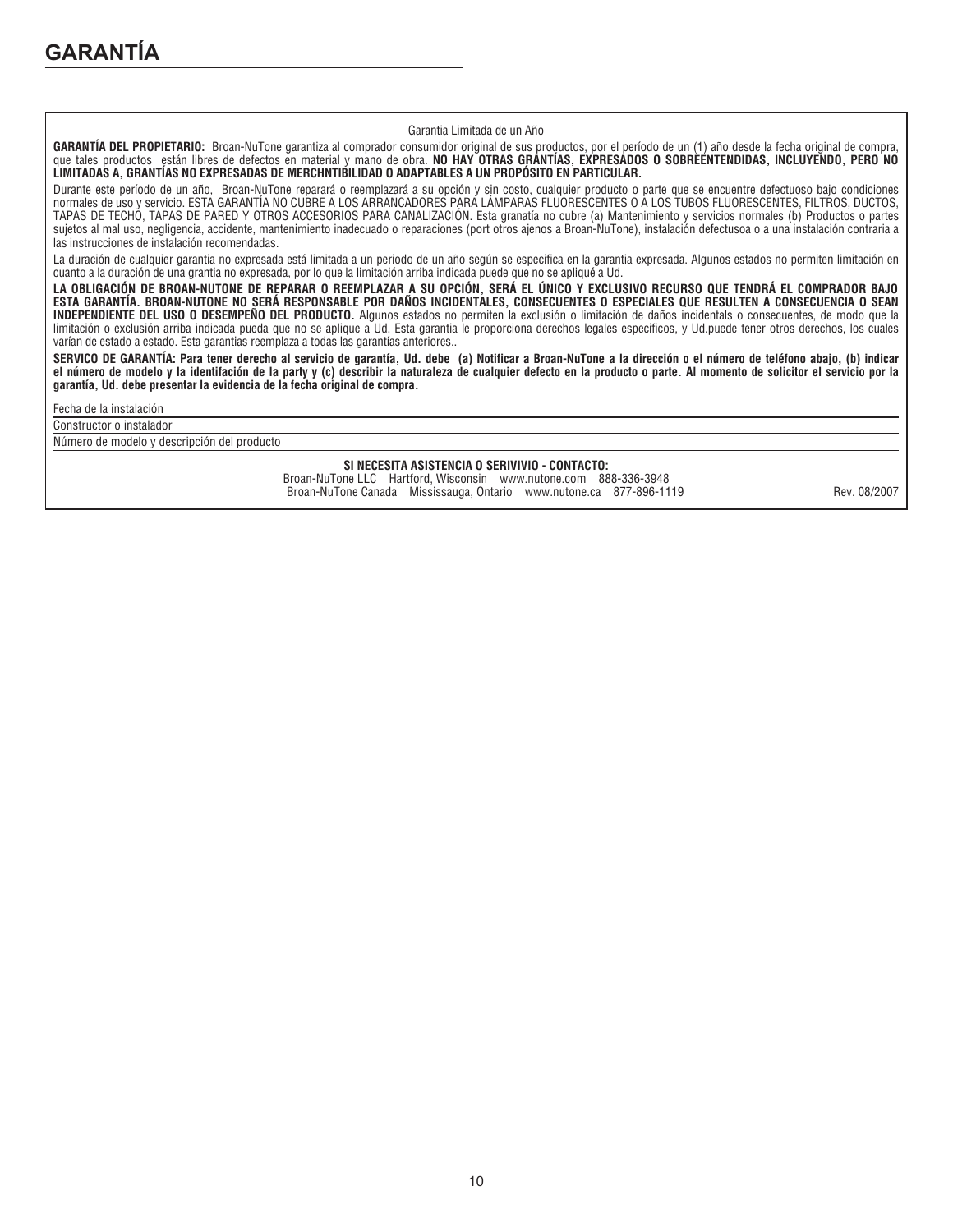# GARANTÍA

Garantia Limitada de un Año

**GARANTÍA DEL PROPIETARIO:** Broan-NuTone garantiza al comprador consumidor original de sus productos, por el período de un (1) año desde la fecha original de compra, que tales productos están libres de defectos en material y mano de obra. **NO HAY OTRAS GRANTÍAS, EXPRESADOS O SOBREENTENDIDAS, INCLUYENDO, PERO NO LIMITADAS A, GRANTÍAS NO EXPRESADAS DE MERCHNTIBILIDAD O ADAPTABLES A UN PROPÓSITO EN PARTICULAR.**

Durante este período de un año, Broan-NuTone reparará o reemplazará a su opción y sin costo, cualquier producto o parte que se encuentre defectuoso bajo condiciones normales de uso y servicio. ESTA GARANTÍA NO CUBRE A LOS ARRANCADORES PARA LÁMPARAS FLUORESCENTES O A LOS TUBOS FLUORESCENTES, FILTROS, DUCTOS, TAPAS DE TECHO, TAPAS DE PARED Y OTROS ACCESORIOS PARA CANALIZACIÓN. Esta granatía no cubre (a) Mantenimiento y servicios normales (b) Productos o partes sujetos al mal uso, negligencia, accidente, mantenimiento inadecuado o reparaciones (port otros ajenos a Broan-NuTone), instalación defectusoa o a una instalación contraria a las instrucciones de instalación recomendadas.

La duración de cualquier garantia no expresada está limitada a un periodo de un año según se especifica en la garantia expresada. Algunos estados no permiten limitación en cuanto a la duración de una grantia no expresada, por lo que la limitación arriba indicada puede que no se apliqué a Ud.

**LA OBLIGACIÓN DE BROAN-NUTONE DE REPARAR O REEMPLAZAR A SU OPCIÓN, SERÁ EL ÚNICO Y EXCLUSIVO RECURSO QUE TENDRÁ EL COMPRADOR BAJO ESTA GARANTÍA. BROAN-NUTONE NO SERÁ RESPONSABLE POR DAÑOS INCIDENTALES, CONSECUENTES O ESPECIALES QUE RESULTEN A CONSECUENCIA O SEAN INDEPENDIENTE DEL USO O DESEMPEÑO DEL PRODUCTO.** Algunos estados no permiten la exclusión o limitación de daños incidentals o consecuentes, de modo que la limitación o exclusión arriba indicada pueda que no se aplique a Ud. Esta garantia le proporciona derechos legales especificos, y Ud.puede tener otros derechos, los cuales varían de estado a estado. Esta garantias reemplaza a todas las garantías anteriores..

**SERVICO DE GARANTÍA: Para tener derecho al servicio de garantía, Ud. debe (a) Notificar a Broan-NuTone a la dirección o el número de teléfono abajo, (b) indicar el número de modelo y la identifación de la party y (c) describir la naturaleza de cualquier defecto en la producto o parte. Al momento de solicitor el servicio por la garantía, Ud. debe presentar la evidencia de la fecha original de compra.**

Fecha de la instalación

Constructor o instalador

Número de modelo y descripción del producto

**SI NECESITA ASISTENCIA O SERIVIVIO - CONTACTO:**

Broan-NuTone LLC Hartford, Wisconsin www.nutone.com 888-336-3948

Broan-NuTone Canada Mississauga, Ontario www.nutone.ca 877-896-1119

Rev. 08/2007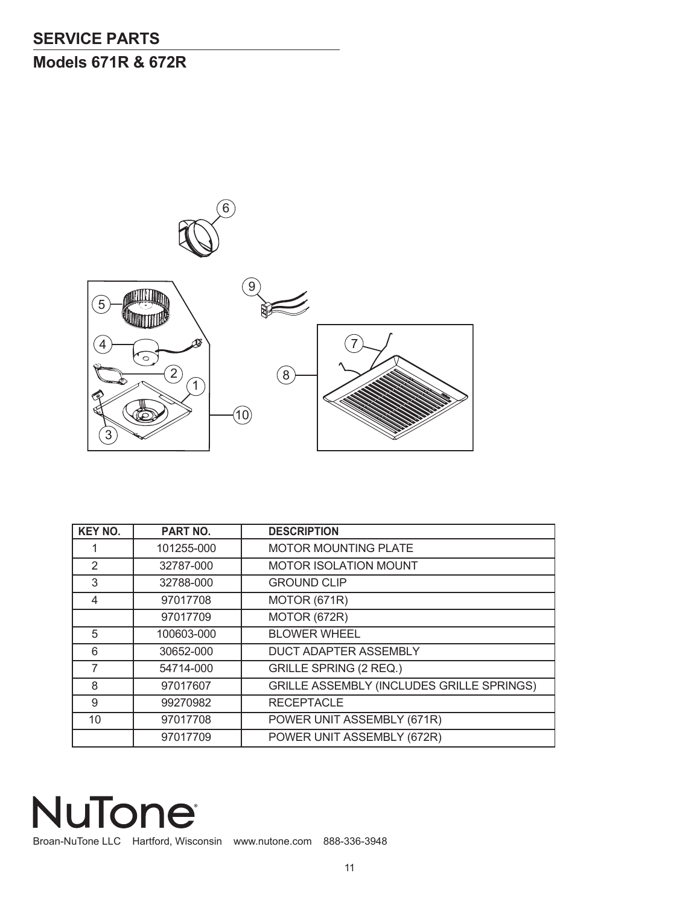## SERVICE PARTS

## Models 671R & 672R

| KEY NO. | PART NO. | DESCRIPTION |
|---|---|---|
| 1 | 101255-000 | MOTOR MOUNTING PLATE |
| 2 | 32787-000 | MOTOR ISOLATION MOUNT |
| 3 | 32788-000 | GROUND CLIP |
| 4 | 97017708 | MOTOR (671R) |
| | 97017709 | MOTOR (672R) |
| 5 | 100603-000 | BLOWER WHEEL |
| 6 | 30652-000 | DUCT ADAPTER ASSEMBLY |
| 7 | 54714-000 | GRILLE SPRING (2 REQ.) |
| 8 | 97017607 | GRILLE ASSEMBLY (INCLUDES GRILLE SPRINGS) |
| 9 | 99270982 | RECEPTACLE |
| 10 | 97017708 | POWER UNIT ASSEMBLY (671R) |
| | 97017709 | POWER UNIT ASSEMBLY (672R) |

NuTone®

Broan-NuTone LLC Hartford, Wisconsin www.nutone.com 888-336-3948